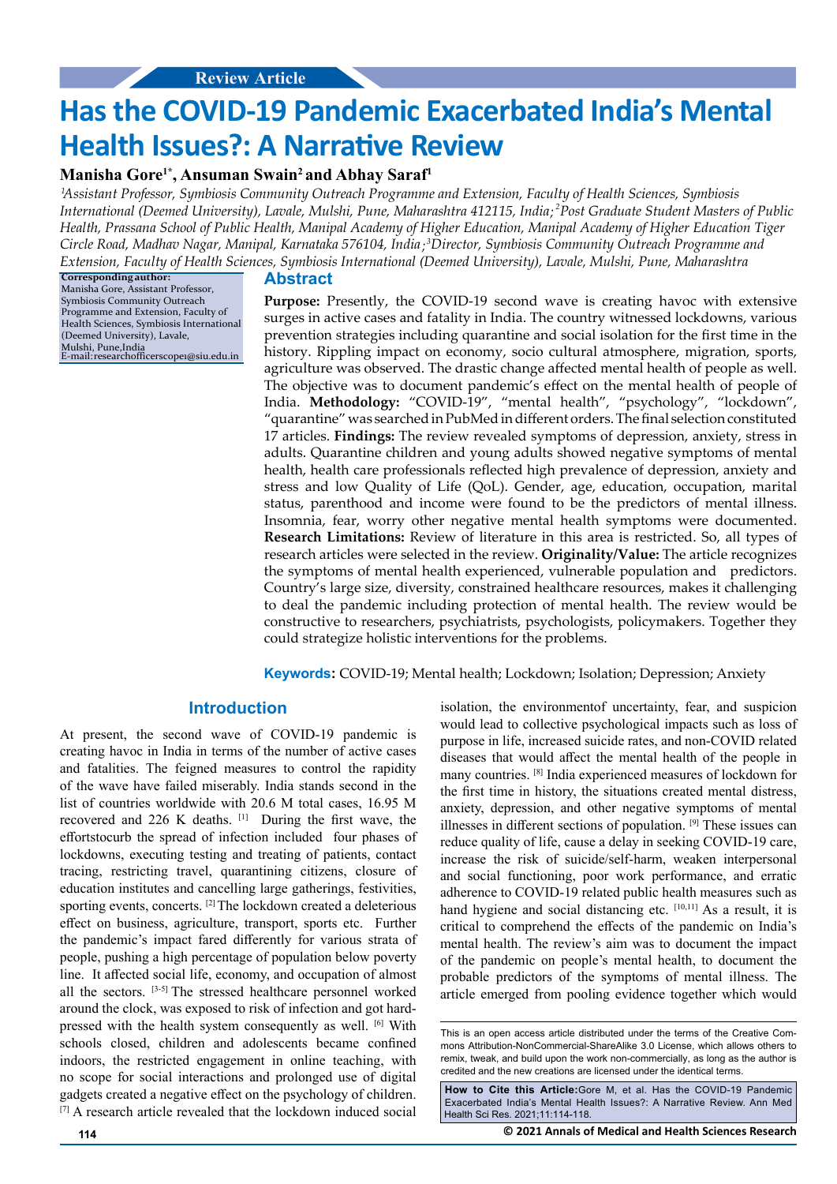Review Article

# Has the COVID-19 Pandemic Exacerbated India's Mental Health Issues?: A Narrative Review

**Manisha Gore[1*], Ansuman Swain[2] and Abhay Saraf[1]**

*[1]Assistant Professor, Symbiosis Community Outreach Programme and Extension, Faculty of Health Sciences, Symbiosis International (Deemed University), Lavale, Mulshi, Pune, Maharashtra 412115, India; [2]Post Graduate Student Masters of Public Health, Prassana School of Public Health, Manipal Academy of Higher Education, Manipal Academy of Higher Education Tiger Circle Road, Madhav Nagar, Manipal, Karnataka 576104, India ; [3]Director, Symbiosis Community Outreach Programme and Extension, Faculty of Health Sciences, Symbiosis International (Deemed University), Lavale, Mulshi, Pune, Maharashtra*

**Corresponding author:**
Manisha Gore, Assistant Professor, Symbiosis Community Outreach Programme and Extension, Faculty of Health Sciences, Symbiosis International (Deemed University), Lavale, Mulshi, Pune,India
E-mail:researchofficerscope1@siu.edu.in

## Abstract

**Purpose:** Presently, the COVID-19 second wave is creating havoc with extensive surges in active cases and fatality in India. The country witnessed lockdowns, various prevention strategies including quarantine and social isolation for the first time in the history. Rippling impact on economy, socio cultural atmosphere, migration, sports, agriculture was observed. The drastic change affected mental health of people as well. The objective was to document pandemic's effect on the mental health of people of India. **Methodology:** "COVID-19", "mental health", "psychology", "lockdown", "quarantine" was searched in PubMed in different orders. The final selection constituted 17 articles. **Findings:** The review revealed symptoms of depression, anxiety, stress in adults. Quarantine children and young adults showed negative symptoms of mental health, health care professionals reflected high prevalence of depression, anxiety and stress and low Quality of Life (QoL). Gender, age, education, occupation, marital status, parenthood and income were found to be the predictors of mental illness. Insomnia, fear, worry other negative mental health symptoms were documented. **Research Limitations:** Review of literature in this area is restricted. So, all types of research articles were selected in the review. **Originality/Value:** The article recognizes the symptoms of mental health experienced, vulnerable population and predictors. Country's large size, diversity, constrained healthcare resources, makes it challenging to deal the pandemic including protection of mental health. The review would be constructive to researchers, psychiatrists, psychologists, policymakers. Together they could strategize holistic interventions for the problems.

**Keywords:** COVID-19; Mental health; Lockdown; Isolation; Depression; Anxiety

## Introduction

At present, the second wave of COVID-19 pandemic is creating havoc in India in terms of the number of active cases and fatalities. The feigned measures to control the rapidity of the wave have failed miserably. India stands second in the list of countries worldwide with 20.6 M total cases, 16.95 M recovered and 226 K deaths. [1] During the first wave, the effortstocurb the spread of infection included four phases of lockdowns, executing testing and treating of patients, contact tracing, restricting travel, quarantining citizens, closure of education institutes and cancelling large gatherings, festivities, sporting events, concerts. [2] The lockdown created a deleterious effect on business, agriculture, transport, sports etc. Further the pandemic's impact fared differently for various strata of people, pushing a high percentage of population below poverty line. It affected social life, economy, and occupation of almost all the sectors. [3-5] The stressed healthcare personnel worked around the clock, was exposed to risk of infection and got hard-pressed with the health system consequently as well. [6] With schools closed, children and adolescents became confined indoors, the restricted engagement in online teaching, with no scope for social interactions and prolonged use of digital gadgets created a negative effect on the psychology of children. [7] A research article revealed that the lockdown induced social isolation, the environmentof uncertainty, fear, and suspicion would lead to collective psychological impacts such as loss of purpose in life, increased suicide rates, and non-COVID related diseases that would affect the mental health of the people in many countries. [8] India experienced measures of lockdown for the first time in history, the situations created mental distress, anxiety, depression, and other negative symptoms of mental illnesses in different sections of population. [9] These issues can reduce quality of life, cause a delay in seeking COVID-19 care, increase the risk of suicide/self-harm, weaken interpersonal and social functioning, poor work performance, and erratic adherence to COVID-19 related public health measures such as hand hygiene and social distancing etc. [10,11] As a result, it is critical to comprehend the effects of the pandemic on India's mental health. The review's aim was to document the impact of the pandemic on people's mental health, to document the probable predictors of the symptoms of mental illness. The article emerged from pooling evidence together which would

This is an open access article distributed under the terms of the Creative Commons Attribution-NonCommercial-ShareAlike 3.0 License, which allows others to remix, tweak, and build upon the work non-commercially, as long as the author is credited and the new creations are licensed under the identical terms.

**How to Cite this Article:**Gore M, et al. Has the COVID-19 Pandemic Exacerbated India's Mental Health Issues?: A Narrative Review. Ann Med Health Sci Res. 2021;11:114-118.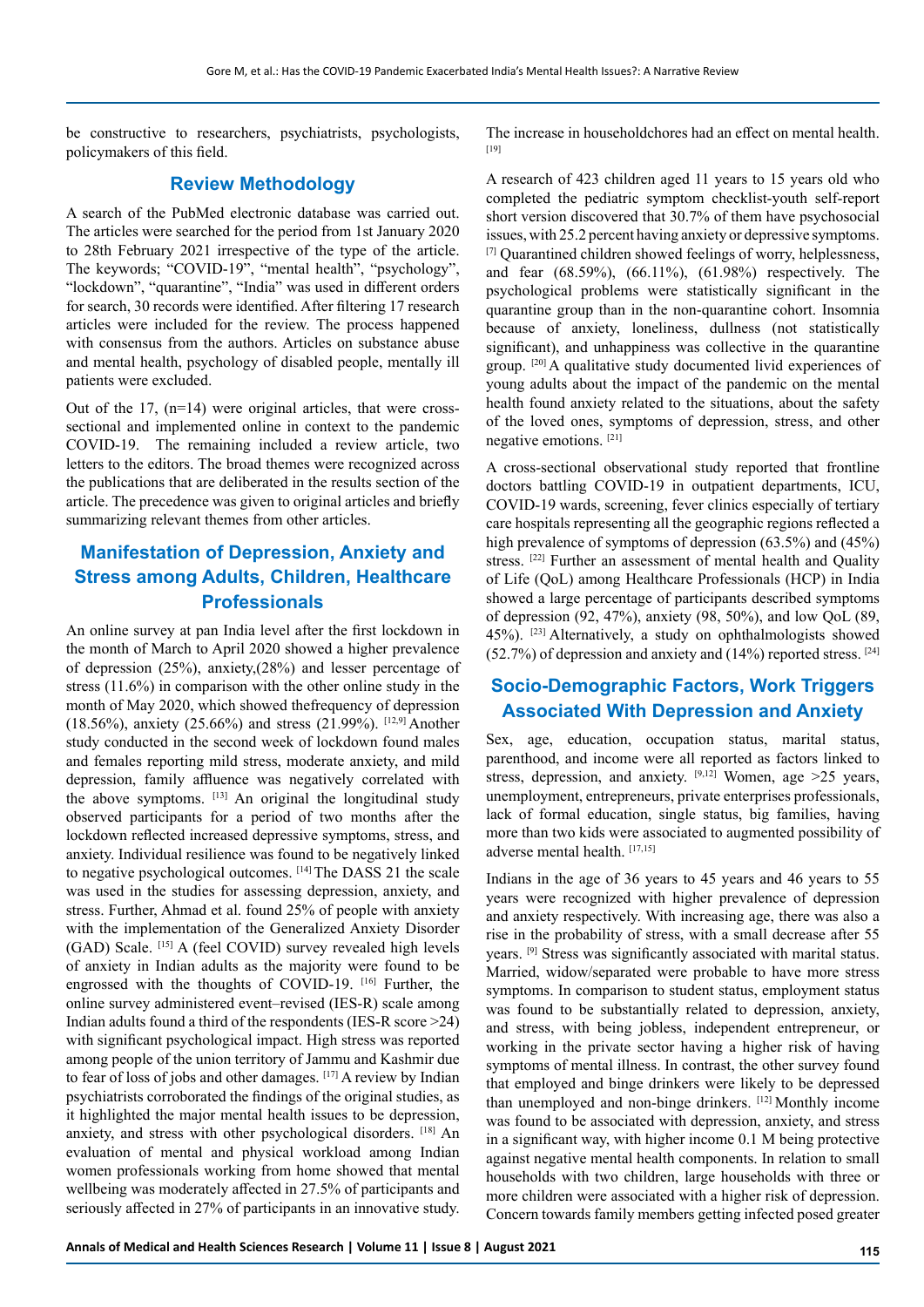be constructive to researchers, psychiatrists, psychologists, policymakers of this field.

## Review Methodology

A search of the PubMed electronic database was carried out. The articles were searched for the period from 1st January 2020 to 28th February 2021 irrespective of the type of the article. The keywords; "COVID-19", "mental health", "psychology", "lockdown", "quarantine", "India" was used in different orders for search, 30 records were identified. After filtering 17 research articles were included for the review. The process happened with consensus from the authors. Articles on substance abuse and mental health, psychology of disabled people, mentally ill patients were excluded.

Out of the 17, (n=14) were original articles, that were cross-sectional and implemented online in context to the pandemic COVID-19. The remaining included a review article, two letters to the editors. The broad themes were recognized across the publications that are deliberated in the results section of the article. The precedence was given to original articles and briefly summarizing relevant themes from other articles.

## Manifestation of Depression, Anxiety and Stress among Adults, Children, Healthcare Professionals

An online survey at pan India level after the first lockdown in the month of March to April 2020 showed a higher prevalence of depression (25%), anxiety,(28%) and lesser percentage of stress (11.6%) in comparison with the other online study in the month of May 2020, which showed thefrequency of depression (18.56%), anxiety (25.66%) and stress (21.99%). [12,9] Another study conducted in the second week of lockdown found males and females reporting mild stress, moderate anxiety, and mild depression, family affluence was negatively correlated with the above symptoms. [13] An original the longitudinal study observed participants for a period of two months after the lockdown reflected increased depressive symptoms, stress, and anxiety. Individual resilience was found to be negatively linked to negative psychological outcomes. [14] The DASS 21 the scale was used in the studies for assessing depression, anxiety, and stress. Further, Ahmad et al. found 25% of people with anxiety with the implementation of the Generalized Anxiety Disorder (GAD) Scale. [15] A (feel COVID) survey revealed high levels of anxiety in Indian adults as the majority were found to be engrossed with the thoughts of COVID-19. [16] Further, the online survey administered event–revised (IES-R) scale among Indian adults found a third of the respondents (IES-R score >24) with significant psychological impact. High stress was reported among people of the union territory of Jammu and Kashmir due to fear of loss of jobs and other damages. [17] A review by Indian psychiatrists corroborated the findings of the original studies, as it highlighted the major mental health issues to be depression, anxiety, and stress with other psychological disorders. [18] An evaluation of mental and physical workload among Indian women professionals working from home showed that mental wellbeing was moderately affected in 27.5% of participants and seriously affected in 27% of participants in an innovative study. The increase in householdchores had an effect on mental health. [19]

A research of 423 children aged 11 years to 15 years old who completed the pediatric symptom checklist-youth self-report short version discovered that 30.7% of them have psychosocial issues, with 25.2 percent having anxiety or depressive symptoms. [7] Quarantined children showed feelings of worry, helplessness, and fear (68.59%), (66.11%), (61.98%) respectively. The psychological problems were statistically significant in the quarantine group than in the non-quarantine cohort. Insomnia because of anxiety, loneliness, dullness (not statistically significant), and unhappiness was collective in the quarantine group. [20] A qualitative study documented livid experiences of young adults about the impact of the pandemic on the mental health found anxiety related to the situations, about the safety of the loved ones, symptoms of depression, stress, and other negative emotions. [21]

A cross-sectional observational study reported that frontline doctors battling COVID-19 in outpatient departments, ICU, COVID-19 wards, screening, fever clinics especially of tertiary care hospitals representing all the geographic regions reflected a high prevalence of symptoms of depression (63.5%) and (45%) stress. [22] Further an assessment of mental health and Quality of Life (QoL) among Healthcare Professionals (HCP) in India showed a large percentage of participants described symptoms of depression (92, 47%), anxiety (98, 50%), and low QoL (89, 45%). [23] Alternatively, a study on ophthalmologists showed (52.7%) of depression and anxiety and (14%) reported stress. [24]

## Socio-Demographic Factors, Work Triggers Associated With Depression and Anxiety

Sex, age, education, occupation status, marital status, parenthood, and income were all reported as factors linked to stress, depression, and anxiety. [9,12] Women, age >25 years, unemployment, entrepreneurs, private enterprises professionals, lack of formal education, single status, big families, having more than two kids were associated to augmented possibility of adverse mental health. [17,15]

Indians in the age of 36 years to 45 years and 46 years to 55 years were recognized with higher prevalence of depression and anxiety respectively. With increasing age, there was also a rise in the probability of stress, with a small decrease after 55 years. [9] Stress was significantly associated with marital status. Married, widow/separated were probable to have more stress symptoms. In comparison to student status, employment status was found to be substantially related to depression, anxiety, and stress, with being jobless, independent entrepreneur, or working in the private sector having a higher risk of having symptoms of mental illness. In contrast, the other survey found that employed and binge drinkers were likely to be depressed than unemployed and non-binge drinkers. [12] Monthly income was found to be associated with depression, anxiety, and stress in a significant way, with higher income 0.1 M being protective against negative mental health components. In relation to small households with two children, large households with three or more children were associated with a higher risk of depression. Concern towards family members getting infected posed greater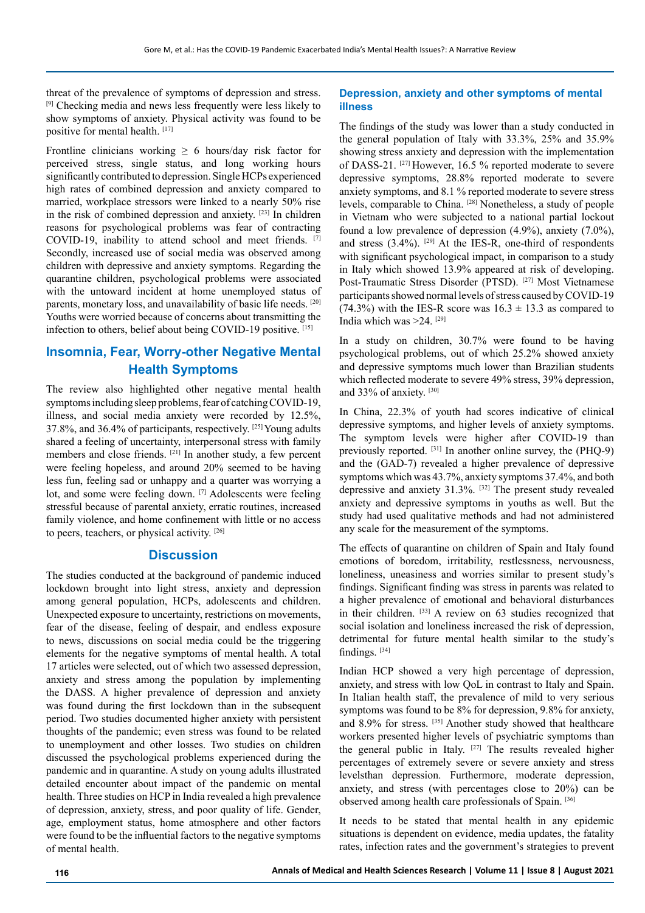threat of the prevalence of symptoms of depression and stress. [9] Checking media and news less frequently were less likely to show symptoms of anxiety. Physical activity was found to be positive for mental health. [17]

Frontline clinicians working ≥ 6 hours/day risk factor for perceived stress, single status, and long working hours significantly contributed to depression. Single HCPs experienced high rates of combined depression and anxiety compared to married, workplace stressors were linked to a nearly 50% rise in the risk of combined depression and anxiety. [23] In children reasons for psychological problems was fear of contracting COVID-19, inability to attend school and meet friends. [7] Secondly, increased use of social media was observed among children with depressive and anxiety symptoms. Regarding the quarantine children, psychological problems were associated with the untoward incident at home unemployed status of parents, monetary loss, and unavailability of basic life needs. [20] Youths were worried because of concerns about transmitting the infection to others, belief about being COVID-19 positive. [15]

## Insomnia, Fear, Worry-other Negative Mental Health Symptoms

The review also highlighted other negative mental health symptoms including sleep problems, fear of catching COVID-19, illness, and social media anxiety were recorded by 12.5%, 37.8%, and 36.4% of participants, respectively. [25] Young adults shared a feeling of uncertainty, interpersonal stress with family members and close friends. [21] In another study, a few percent were feeling hopeless, and around 20% seemed to be having less fun, feeling sad or unhappy and a quarter was worrying a lot, and some were feeling down. [7] Adolescents were feeling stressful because of parental anxiety, erratic routines, increased family violence, and home confinement with little or no access to peers, teachers, or physical activity. [26]

## Discussion

The studies conducted at the background of pandemic induced lockdown brought into light stress, anxiety and depression among general population, HCPs, adolescents and children. Unexpected exposure to uncertainty, restrictions on movements, fear of the disease, feeling of despair, and endless exposure to news, discussions on social media could be the triggering elements for the negative symptoms of mental health. A total 17 articles were selected, out of which two assessed depression, anxiety and stress among the population by implementing the DASS. A higher prevalence of depression and anxiety was found during the first lockdown than in the subsequent period. Two studies documented higher anxiety with persistent thoughts of the pandemic; even stress was found to be related to unemployment and other losses. Two studies on children discussed the psychological problems experienced during the pandemic and in quarantine. A study on young adults illustrated detailed encounter about impact of the pandemic on mental health. Three studies on HCP in India revealed a high prevalence of depression, anxiety, stress, and poor quality of life. Gender, age, employment status, home atmosphere and other factors were found to be the influential factors to the negative symptoms of mental health.

### Depression, anxiety and other symptoms of mental illness

The findings of the study was lower than a study conducted in the general population of Italy with 33.3%, 25% and 35.9% showing stress anxiety and depression with the implementation of DASS-21. [27] However, 16.5 % reported moderate to severe depressive symptoms, 28.8% reported moderate to severe anxiety symptoms, and 8.1 % reported moderate to severe stress levels, comparable to China. [28] Nonetheless, a study of people in Vietnam who were subjected to a national partial lockout found a low prevalence of depression (4.9%), anxiety (7.0%), and stress (3.4%). [29] At the IES-R, one-third of respondents with significant psychological impact, in comparison to a study in Italy which showed 13.9% appeared at risk of developing. Post-Traumatic Stress Disorder (PTSD). [27] Most Vietnamese participants showed normal levels of stress caused by COVID-19 (74.3%) with the IES-R score was 16.3 ± 13.3 as compared to India which was >24. [29]

In a study on children, 30.7% were found to be having psychological problems, out of which 25.2% showed anxiety and depressive symptoms much lower than Brazilian students which reflected moderate to severe 49% stress, 39% depression, and 33% of anxiety. [30]

In China, 22.3% of youth had scores indicative of clinical depressive symptoms, and higher levels of anxiety symptoms. The symptom levels were higher after COVID-19 than previously reported. [31] In another online survey, the (PHQ-9) and the (GAD-7) revealed a higher prevalence of depressive symptoms which was 43.7%, anxiety symptoms 37.4%, and both depressive and anxiety 31.3%. [32] The present study revealed anxiety and depressive symptoms in youths as well. But the study had used qualitative methods and had not administered any scale for the measurement of the symptoms.

The effects of quarantine on children of Spain and Italy found emotions of boredom, irritability, restlessness, nervousness, loneliness, uneasiness and worries similar to present study's findings. Significant finding was stress in parents was related to a higher prevalence of emotional and behavioral disturbances in their children. [33] A review on 63 studies recognized that social isolation and loneliness increased the risk of depression, detrimental for future mental health similar to the study's findings. [34]

Indian HCP showed a very high percentage of depression, anxiety, and stress with low QoL in contrast to Italy and Spain. In Italian health staff, the prevalence of mild to very serious symptoms was found to be 8% for depression, 9.8% for anxiety, and 8.9% for stress. [35] Another study showed that healthcare workers presented higher levels of psychiatric symptoms than the general public in Italy. [27] The results revealed higher percentages of extremely severe or severe anxiety and stress levelsthan depression. Furthermore, moderate depression, anxiety, and stress (with percentages close to 20%) can be observed among health care professionals of Spain. [36]

It needs to be stated that mental health in any epidemic situations is dependent on evidence, media updates, the fatality rates, infection rates and the government's strategies to prevent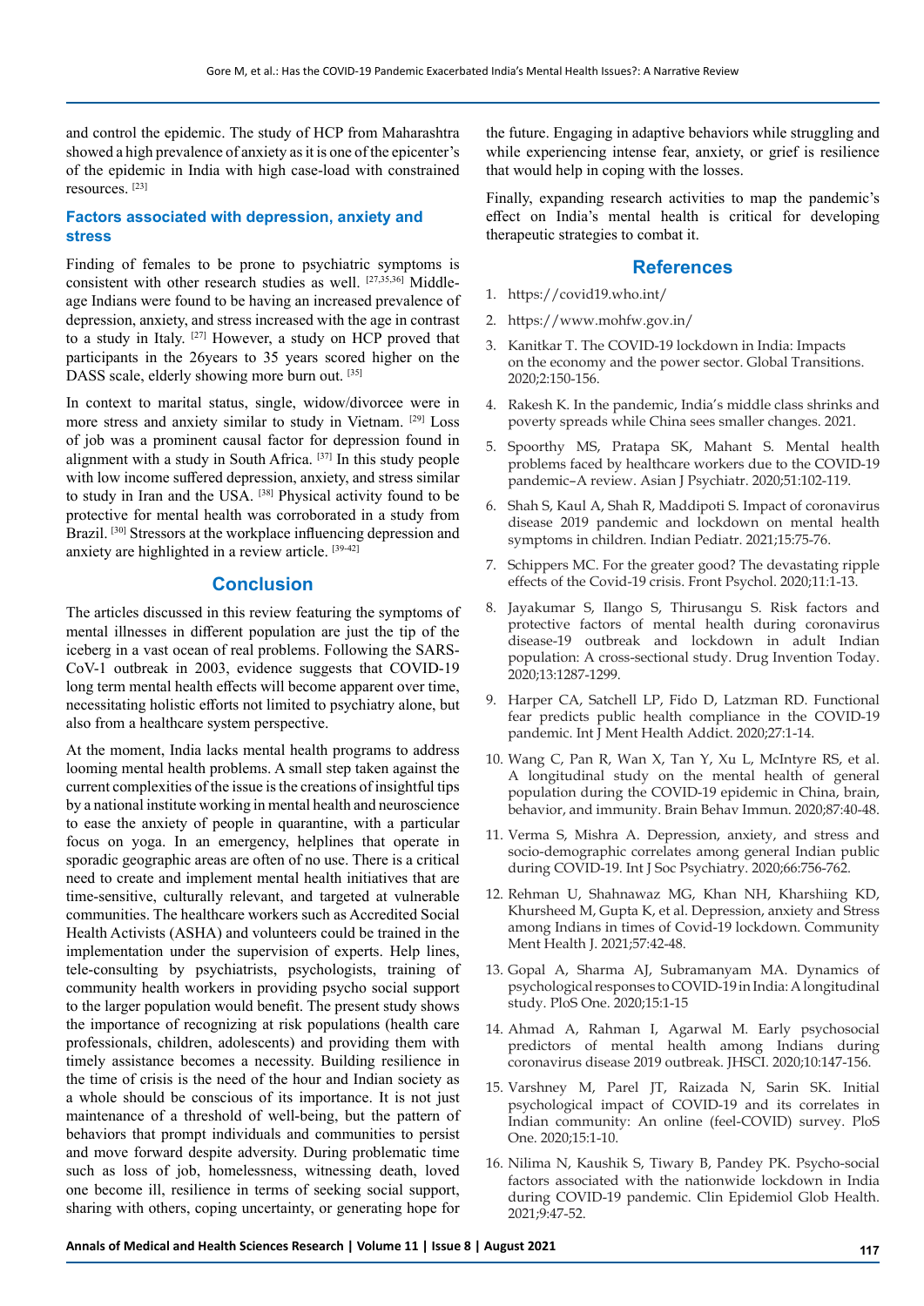and control the epidemic. The study of HCP from Maharashtra showed a high prevalence of anxiety as it is one of the epicenter's of the epidemic in India with high case-load with constrained resources. [23]

### Factors associated with depression, anxiety and stress

Finding of females to be prone to psychiatric symptoms is consistent with other research studies as well. [27,35,36] Middle-age Indians were found to be having an increased prevalence of depression, anxiety, and stress increased with the age in contrast to a study in Italy. [27] However, a study on HCP proved that participants in the 26years to 35 years scored higher on the DASS scale, elderly showing more burn out. [35]

In context to marital status, single, widow/divorcee were in more stress and anxiety similar to study in Vietnam. [29] Loss of job was a prominent causal factor for depression found in alignment with a study in South Africa. [37] In this study people with low income suffered depression, anxiety, and stress similar to study in Iran and the USA. [38] Physical activity found to be protective for mental health was corroborated in a study from Brazil. [30] Stressors at the workplace influencing depression and anxiety are highlighted in a review article. [39-42]

## Conclusion

The articles discussed in this review featuring the symptoms of mental illnesses in different population are just the tip of the iceberg in a vast ocean of real problems. Following the SARS-CoV-1 outbreak in 2003, evidence suggests that COVID-19 long term mental health effects will become apparent over time, necessitating holistic efforts not limited to psychiatry alone, but also from a healthcare system perspective.

At the moment, India lacks mental health programs to address looming mental health problems. A small step taken against the current complexities of the issue is the creations of insightful tips by a national institute working in mental health and neuroscience to ease the anxiety of people in quarantine, with a particular focus on yoga. In an emergency, helplines that operate in sporadic geographic areas are often of no use. There is a critical need to create and implement mental health initiatives that are time-sensitive, culturally relevant, and targeted at vulnerable communities. The healthcare workers such as Accredited Social Health Activists (ASHA) and volunteers could be trained in the implementation under the supervision of experts. Help lines, tele-consulting by psychiatrists, psychologists, training of community health workers in providing psycho social support to the larger population would benefit. The present study shows the importance of recognizing at risk populations (health care professionals, children, adolescents) and providing them with timely assistance becomes a necessity. Building resilience in the time of crisis is the need of the hour and Indian society as a whole should be conscious of its importance. It is not just maintenance of a threshold of well-being, but the pattern of behaviors that prompt individuals and communities to persist and move forward despite adversity. During problematic time such as loss of job, homelessness, witnessing death, loved one become ill, resilience in terms of seeking social support, sharing with others, coping uncertainty, or generating hope for the future. Engaging in adaptive behaviors while struggling and while experiencing intense fear, anxiety, or grief is resilience that would help in coping with the losses.

Finally, expanding research activities to map the pandemic's effect on India's mental health is critical for developing therapeutic strategies to combat it.

## References

1. https://covid19.who.int/
2. https://www.mohfw.gov.in/
3. Kanitkar T. The COVID-19 lockdown in India: Impacts on the economy and the power sector. Global Transitions. 2020;2:150-156.
4. Rakesh K. In the pandemic, India's middle class shrinks and poverty spreads while China sees smaller changes. 2021.
5. Spoorthy MS, Pratapa SK, Mahant S. Mental health problems faced by healthcare workers due to the COVID-19 pandemic–A review. Asian J Psychiatr. 2020;51:102-119.
6. Shah S, Kaul A, Shah R, Maddipoti S. Impact of coronavirus disease 2019 pandemic and lockdown on mental health symptoms in children. Indian Pediatr. 2021;15:75-76.
7. Schippers MC. For the greater good? The devastating ripple effects of the Covid-19 crisis. Front Psychol. 2020;11:1-13.
8. Jayakumar S, Ilango S, Thirusangu S. Risk factors and protective factors of mental health during coronavirus disease-19 outbreak and lockdown in adult Indian population: A cross-sectional study. Drug Invention Today. 2020;13:1287-1299.
9. Harper CA, Satchell LP, Fido D, Latzman RD. Functional fear predicts public health compliance in the COVID-19 pandemic. Int J Ment Health Addict. 2020;27:1-14.
10. Wang C, Pan R, Wan X, Tan Y, Xu L, McIntyre RS, et al. A longitudinal study on the mental health of general population during the COVID-19 epidemic in China, brain, behavior, and immunity. Brain Behav Immun. 2020;87:40-48.
11. Verma S, Mishra A. Depression, anxiety, and stress and socio-demographic correlates among general Indian public during COVID-19. Int J Soc Psychiatry. 2020;66:756-762.
12. Rehman U, Shahnawaz MG, Khan NH, Kharshiing KD, Khursheed M, Gupta K, et al. Depression, anxiety and Stress among Indians in times of Covid-19 lockdown. Community Ment Health J. 2021;57:42-48.
13. Gopal A, Sharma AJ, Subramanyam MA. Dynamics of psychological responses to COVID-19 in India: A longitudinal study. PloS One. 2020;15:1-15
14. Ahmad A, Rahman I, Agarwal M. Early psychosocial predictors of mental health among Indians during coronavirus disease 2019 outbreak. JHSCI. 2020;10:147-156.
15. Varshney M, Parel JT, Raizada N, Sarin SK. Initial psychological impact of COVID-19 and its correlates in Indian community: An online (feel-COVID) survey. PloS One. 2020;15:1-10.
16. Nilima N, Kaushik S, Tiwary B, Pandey PK. Psycho-social factors associated with the nationwide lockdown in India during COVID-19 pandemic. Clin Epidemiol Glob Health. 2021;9:47-52.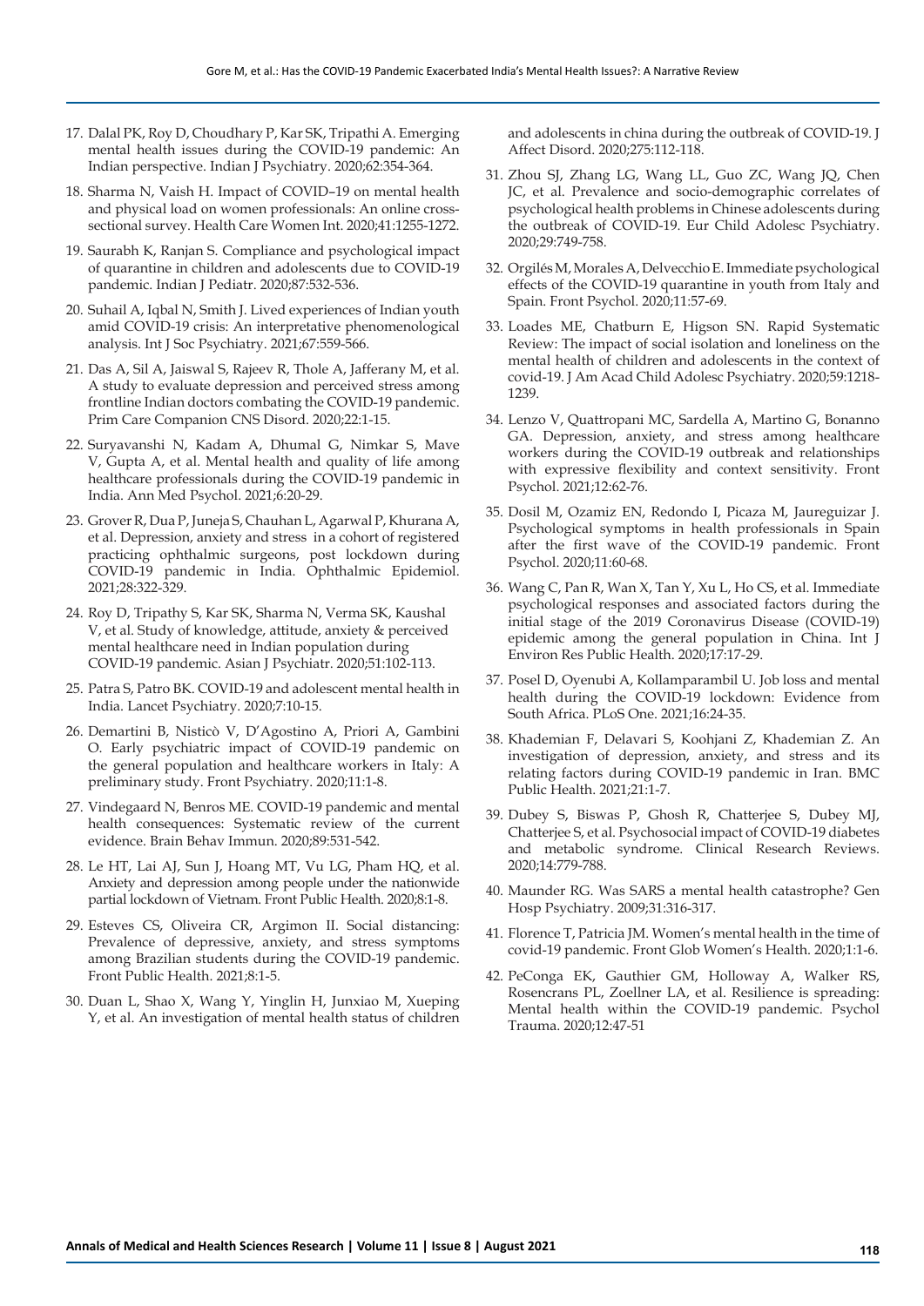17. Dalal PK, Roy D, Choudhary P, Kar SK, Tripathi A. Emerging mental health issues during the COVID-19 pandemic: An Indian perspective. Indian J Psychiatry. 2020;62:354-364.
18. Sharma N, Vaish H. Impact of COVID–19 on mental health and physical load on women professionals: An online cross-sectional survey. Health Care Women Int. 2020;41:1255-1272.
19. Saurabh K, Ranjan S. Compliance and psychological impact of quarantine in children and adolescents due to COVID-19 pandemic. Indian J Pediatr. 2020;87:532-536.
20. Suhail A, Iqbal N, Smith J. Lived experiences of Indian youth amid COVID-19 crisis: An interpretative phenomenological analysis. Int J Soc Psychiatry. 2021;67:559-566.
21. Das A, Sil A, Jaiswal S, Rajeev R, Thole A, Jafferany M, et al. A study to evaluate depression and perceived stress among frontline Indian doctors combating the COVID-19 pandemic. Prim Care Companion CNS Disord. 2020;22:1-15.
22. Suryavanshi N, Kadam A, Dhumal G, Nimkar S, Mave V, Gupta A, et al. Mental health and quality of life among healthcare professionals during the COVID-19 pandemic in India. Ann Med Psychol. 2021;6:20-29.
23. Grover R, Dua P, Juneja S, Chauhan L, Agarwal P, Khurana A, et al. Depression, anxiety and stress in a cohort of registered practicing ophthalmic surgeons, post lockdown during COVID-19 pandemic in India. Ophthalmic Epidemiol. 2021;28:322-329.
24. Roy D, Tripathy S, Kar SK, Sharma N, Verma SK, Kaushal V, et al. Study of knowledge, attitude, anxiety & perceived mental healthcare need in Indian population during COVID-19 pandemic. Asian J Psychiatr. 2020;51:102-113.
25. Patra S, Patro BK. COVID-19 and adolescent mental health in India. Lancet Psychiatry. 2020;7:10-15.
26. Demartini B, Nisticò V, D'Agostino A, Priori A, Gambini O. Early psychiatric impact of COVID-19 pandemic on the general population and healthcare workers in Italy: A preliminary study. Front Psychiatry. 2020;11:1-8.
27. Vindegaard N, Benros ME. COVID-19 pandemic and mental health consequences: Systematic review of the current evidence. Brain Behav Immun. 2020;89:531-542.
28. Le HT, Lai AJ, Sun J, Hoang MT, Vu LG, Pham HQ, et al. Anxiety and depression among people under the nationwide partial lockdown of Vietnam. Front Public Health. 2020;8:1-8.
29. Esteves CS, Oliveira CR, Argimon II. Social distancing: Prevalence of depressive, anxiety, and stress symptoms among Brazilian students during the COVID-19 pandemic. Front Public Health. 2021;8:1-5.
30. Duan L, Shao X, Wang Y, Yinglin H, Junxiao M, Xueping Y, et al. An investigation of mental health status of children and adolescents in china during the outbreak of COVID-19. J Affect Disord. 2020;275:112-118.
31. Zhou SJ, Zhang LG, Wang LL, Guo ZC, Wang JQ, Chen JC, et al. Prevalence and socio-demographic correlates of psychological health problems in Chinese adolescents during the outbreak of COVID-19. Eur Child Adolesc Psychiatry. 2020;29:749-758.
32. Orgilés M, Morales A, Delvecchio E. Immediate psychological effects of the COVID-19 quarantine in youth from Italy and Spain. Front Psychol. 2020;11:57-69.
33. Loades ME, Chatburn E, Higson SN. Rapid Systematic Review: The impact of social isolation and loneliness on the mental health of children and adolescents in the context of covid-19. J Am Acad Child Adolesc Psychiatry. 2020;59:1218-1239.
34. Lenzo V, Quattropani MC, Sardella A, Martino G, Bonanno GA. Depression, anxiety, and stress among healthcare workers during the COVID-19 outbreak and relationships with expressive flexibility and context sensitivity. Front Psychol. 2021;12:62-76.
35. Dosil M, Ozamiz EN, Redondo I, Picaza M, Jaureguizar J. Psychological symptoms in health professionals in Spain after the first wave of the COVID-19 pandemic. Front Psychol. 2020;11:60-68.
36. Wang C, Pan R, Wan X, Tan Y, Xu L, Ho CS, et al. Immediate psychological responses and associated factors during the initial stage of the 2019 Coronavirus Disease (COVID-19) epidemic among the general population in China. Int J Environ Res Public Health. 2020;17:17-29.
37. Posel D, Oyenubi A, Kollamparambil U. Job loss and mental health during the COVID-19 lockdown: Evidence from South Africa. PLoS One. 2021;16:24-35.
38. Khademian F, Delavari S, Koohjani Z, Khademian Z. An investigation of depression, anxiety, and stress and its relating factors during COVID-19 pandemic in Iran. BMC Public Health. 2021;21:1-7.
39. Dubey S, Biswas P, Ghosh R, Chatterjee S, Dubey MJ, Chatterjee S, et al. Psychosocial impact of COVID-19 diabetes and metabolic syndrome. Clinical Research Reviews. 2020;14:779-788.
40. Maunder RG. Was SARS a mental health catastrophe? Gen Hosp Psychiatry. 2009;31:316-317.
41. Florence T, Patricia JM. Women's mental health in the time of covid-19 pandemic. Front Glob Women's Health. 2020;1:1-6.
42. PeConga EK, Gauthier GM, Holloway A, Walker RS, Rosencrans PL, Zoellner LA, et al. Resilience is spreading: Mental health within the COVID-19 pandemic. Psychol Trauma. 2020;12:47-51